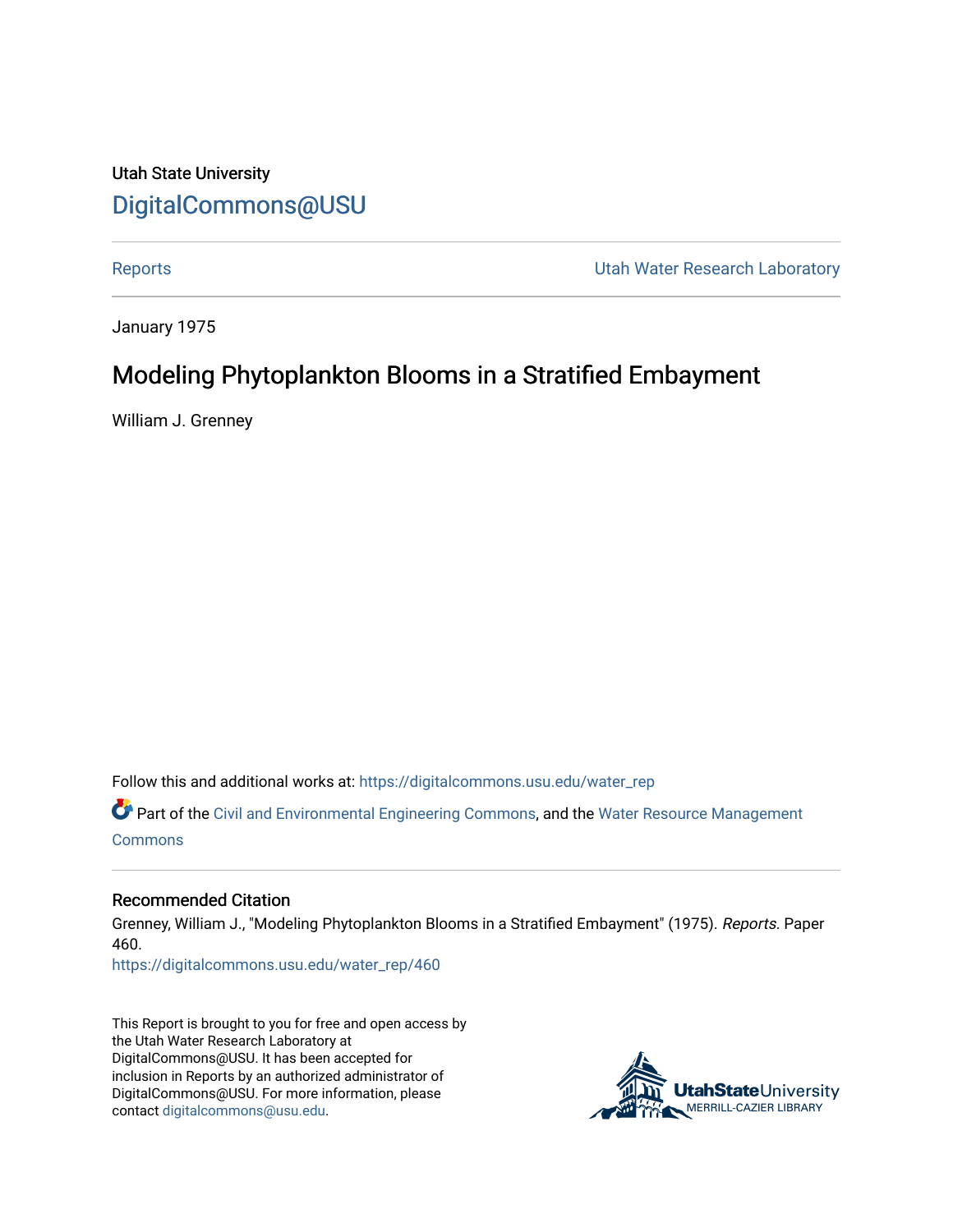Utah State University

DigitalCommons@USU

Reports | Utah Water Research Laboratory

January 1975

# Modeling Phytoplankton Blooms in a Stratified Embayment

William J. Grenney

Follow this and additional works at: https://digitalcommons.usu.edu/water_rep

Part of the Civil and Environmental Engineering Commons, and the Water Resource Management Commons

## Recommended Citation

Grenney, William J., "Modeling Phytoplankton Blooms in a Stratified Embayment" (1975). *Reports.* Paper 460.
https://digitalcommons.usu.edu/water_rep/460

This Report is brought to you for free and open access by the Utah Water Research Laboratory at DigitalCommons@USU. It has been accepted for inclusion in Reports by an authorized administrator of DigitalCommons@USU. For more information, please contact digitalcommons@usu.edu.

UtahStateUniversity MERRILL-CAZIER LIBRARY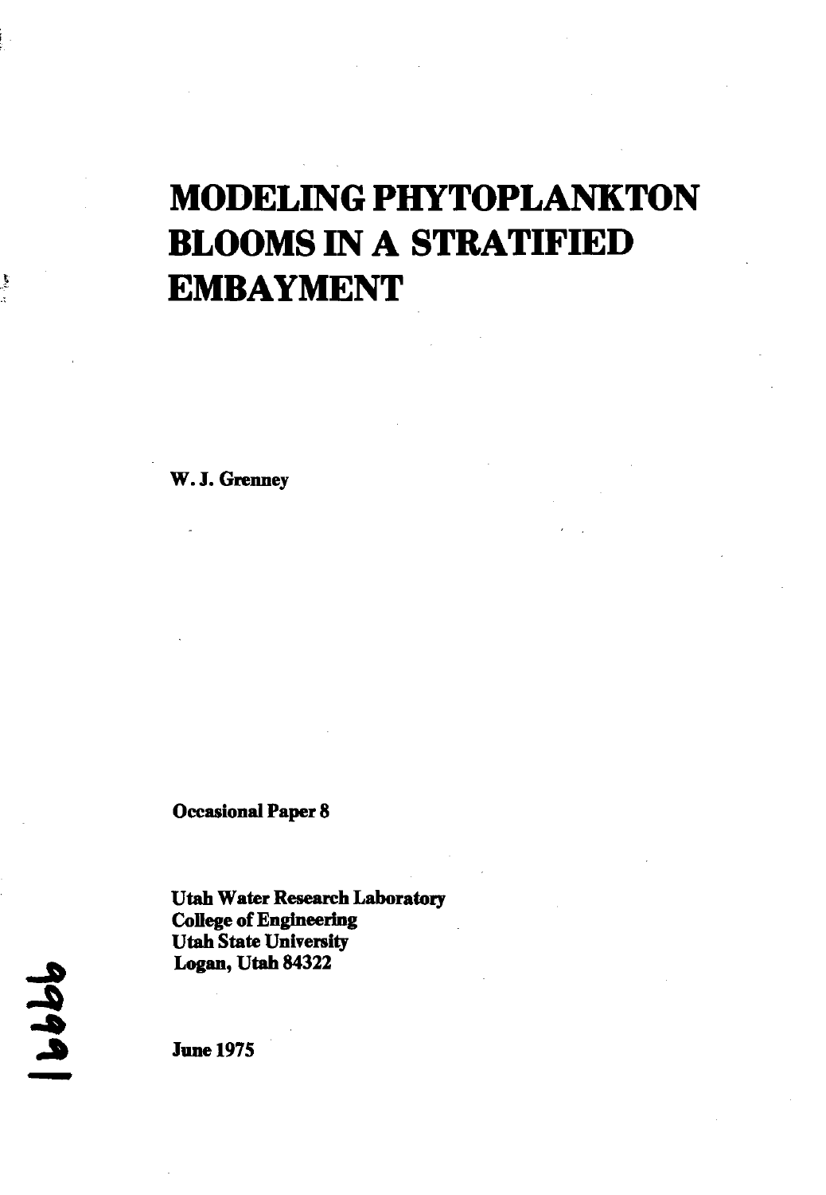# MODELING PHYTOPLANKTON BLOOMS IN A STRATIFIED EMBAYMENT

W. J. Grenney

Occasional Paper 8

Utah Water Research Laboratory
College of Engineering
Utah State University
Logan, Utah 84322

June 1975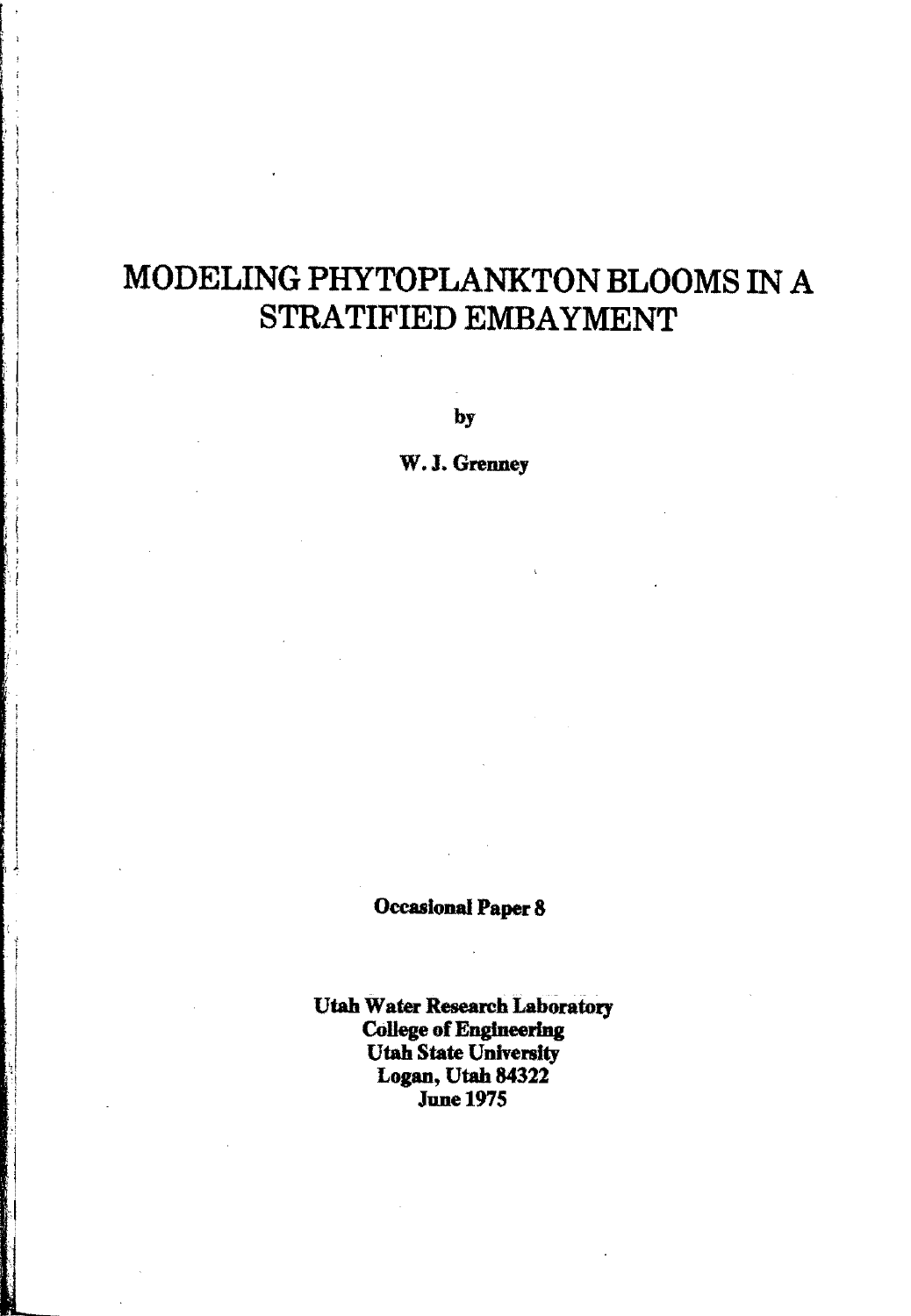# MODELING PHYTOPLANKTON BLOOMS IN A STRATIFIED EMBAYMENT

by

**W. J. Grenney**

**Occasional Paper 8**

**Utah Water Research Laboratory**
**College of Engineering**
**Utah State University**
**Logan, Utah 84322**
**June 1975**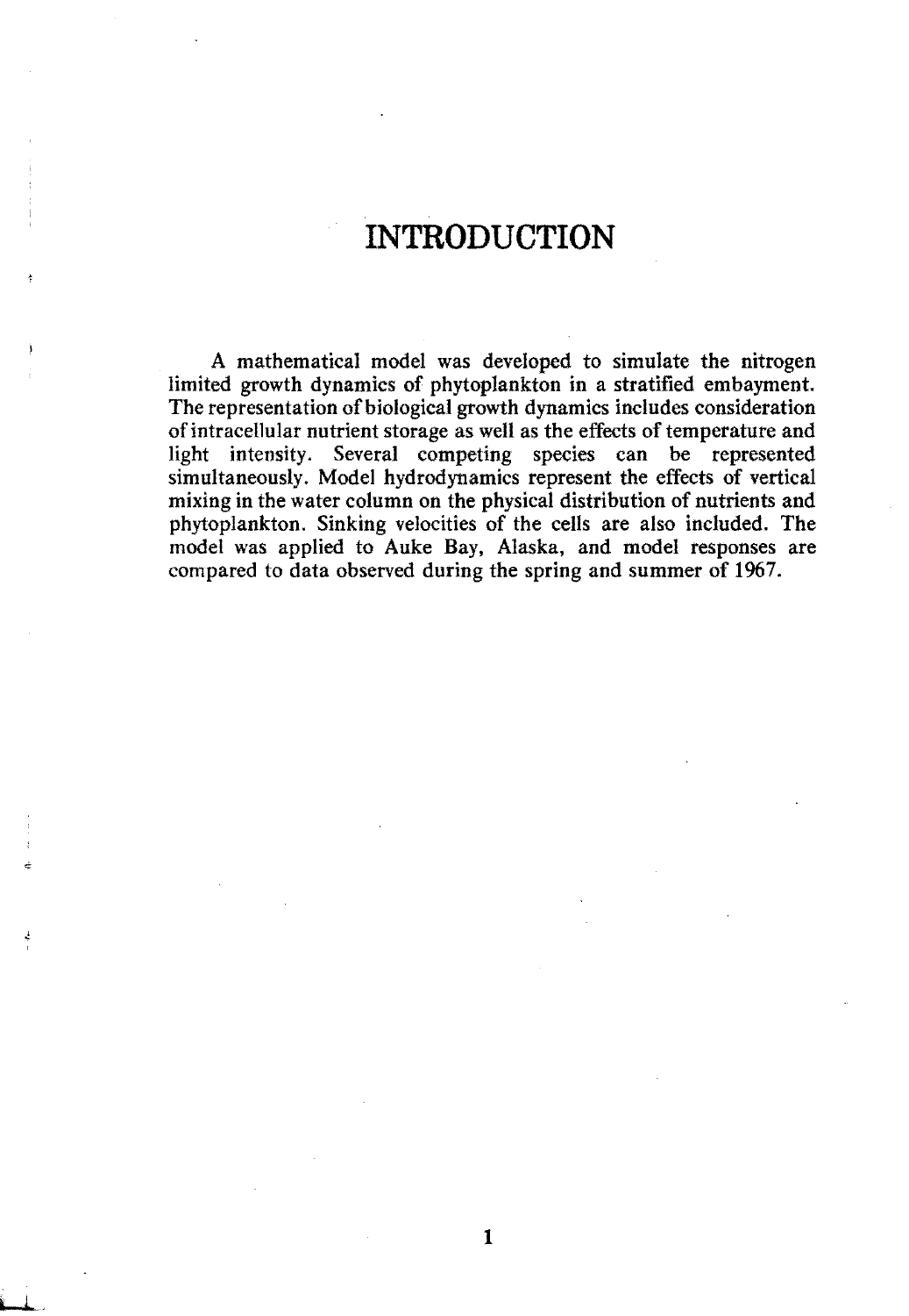# INTRODUCTION

A mathematical model was developed to simulate the nitrogen limited growth dynamics of phytoplankton in a stratified embayment. The representation of biological growth dynamics includes consideration of intracellular nutrient storage as well as the effects of temperature and light intensity. Several competing species can be represented simultaneously. Model hydrodynamics represent the effects of vertical mixing in the water column on the physical distribution of nutrients and phytoplankton. Sinking velocities of the cells are also included. The model was applied to Auke Bay, Alaska, and model responses are compared to data observed during the spring and summer of 1967.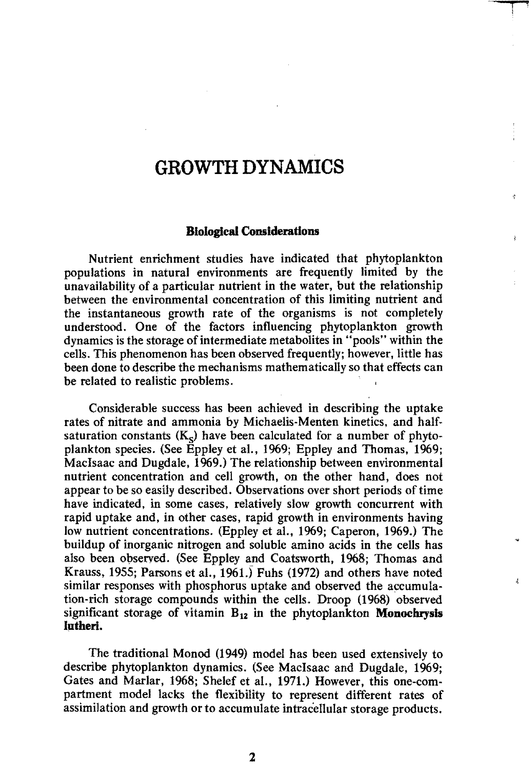# GROWTH DYNAMICS

### Biological Considerations

Nutrient enrichment studies have indicated that phytoplankton populations in natural environments are frequently limited by the unavailability of a particular nutrient in the water, but the relationship between the environmental concentration of this limiting nutrient and the instantaneous growth rate of the organisms is not completely understood. One of the factors influencing phytoplankton growth dynamics is the storage of intermediate metabolites in "pools" within the cells. This phenomenon has been observed frequently; however, little has been done to describe the mechanisms mathematically so that effects can be related to realistic problems.

Considerable success has been achieved in describing the uptake rates of nitrate and ammonia by Michaelis-Menten kinetics, and half-saturation constants ($K_S$) have been calculated for a number of phytoplankton species. (See Eppley et al., 1969; Eppley and Thomas, 1969; MacIsaac and Dugdale, 1969.) The relationship between environmental nutrient concentration and cell growth, on the other hand, does not appear to be so easily described. Observations over short periods of time have indicated, in some cases, relatively slow growth concurrent with rapid uptake and, in other cases, rapid growth in environments having low nutrient concentrations. (Eppley et al., 1969; Caperon, 1969.) The buildup of inorganic nitrogen and soluble amino acids in the cells has also been observed. (See Eppley and Coatsworth, 1968; Thomas and Krauss, 1955; Parsons et al., 1961.) Fuhs (1972) and others have noted similar responses with phosphorus uptake and observed the accumulation-rich storage compounds within the cells. Droop (1968) observed significant storage of vitamin $B_{12}$ in the phytoplankton **Monochrysis lutheri.**

The traditional Monod (1949) model has been used extensively to describe phytoplankton dynamics. (See MacIsaac and Dugdale, 1969; Gates and Marlar, 1968; Shelef et al., 1971.) However, this one-compartment model lacks the flexibility to represent different rates of assimilation and growth or to accumulate intracellular storage products.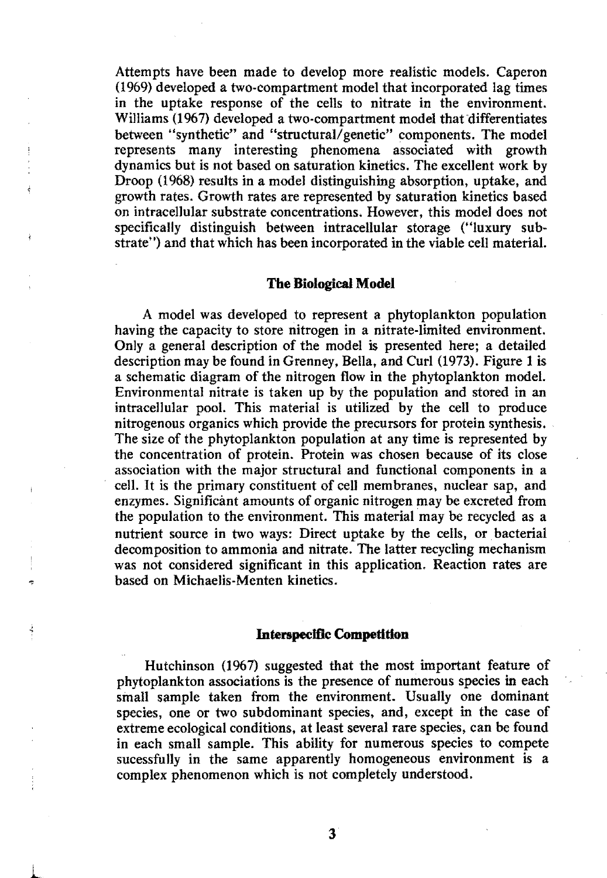Attempts have been made to develop more realistic models. Caperon (1969) developed a two-compartment model that incorporated lag times in the uptake response of the cells to nitrate in the environment. Williams (1967) developed a two-compartment model that differentiates between "synthetic" and "structural/genetic" components. The model represents many interesting phenomena associated with growth dynamics but is not based on saturation kinetics. The excellent work by Droop (1968) results in a model distinguishing absorption, uptake, and growth rates. Growth rates are represented by saturation kinetics based on intracellular substrate concentrations. However, this model does not specifically distinguish between intracellular storage ("luxury substrate") and that which has been incorporated in the viable cell material.

## The Biological Model

A model was developed to represent a phytoplankton population having the capacity to store nitrogen in a nitrate-limited environment. Only a general description of the model is presented here; a detailed description may be found in Grenney, Bella, and Curl (1973). Figure 1 is a schematic diagram of the nitrogen flow in the phytoplankton model. Environmental nitrate is taken up by the population and stored in an intracellular pool. This material is utilized by the cell to produce nitrogenous organics which provide the precursors for protein synthesis. The size of the phytoplankton population at any time is represented by the concentration of protein. Protein was chosen because of its close association with the major structural and functional components in a cell. It is the primary constituent of cell membranes, nuclear sap, and enzymes. Significant amounts of organic nitrogen may be excreted from the population to the environment. This material may be recycled as a nutrient source in two ways: Direct uptake by the cells, or bacterial decomposition to ammonia and nitrate. The latter recycling mechanism was not considered significant in this application. Reaction rates are based on Michaelis-Menten kinetics.

## Interspecific Competition

Hutchinson (1967) suggested that the most important feature of phytoplankton associations is the presence of numerous species in each small sample taken from the environment. Usually one dominant species, one or two subdominant species, and, except in the case of extreme ecological conditions, at least several rare species, can be found in each small sample. This ability for numerous species to compete sucessfully in the same apparently homogeneous environment is a complex phenomenon which is not completely understood.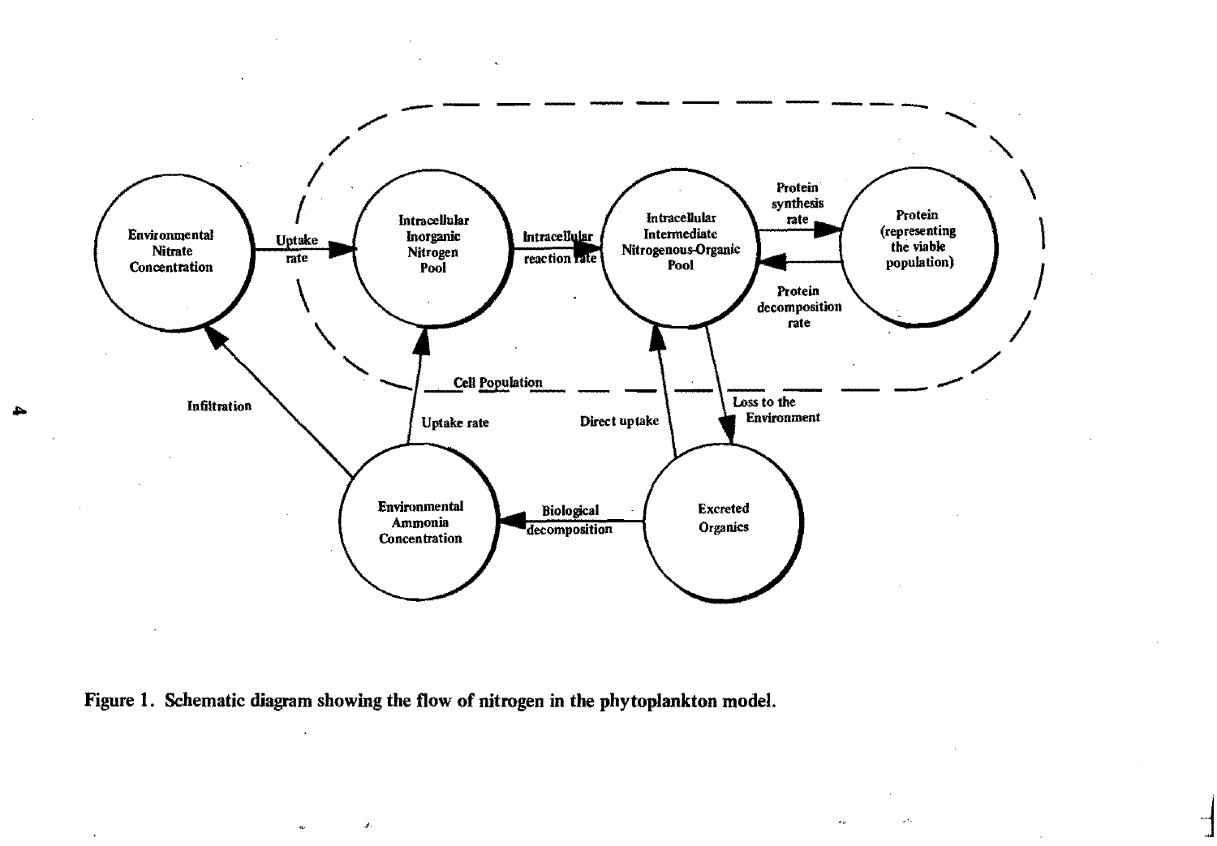Figure 1. Schematic diagram showing the flow of nitrogen in the phytoplankton model.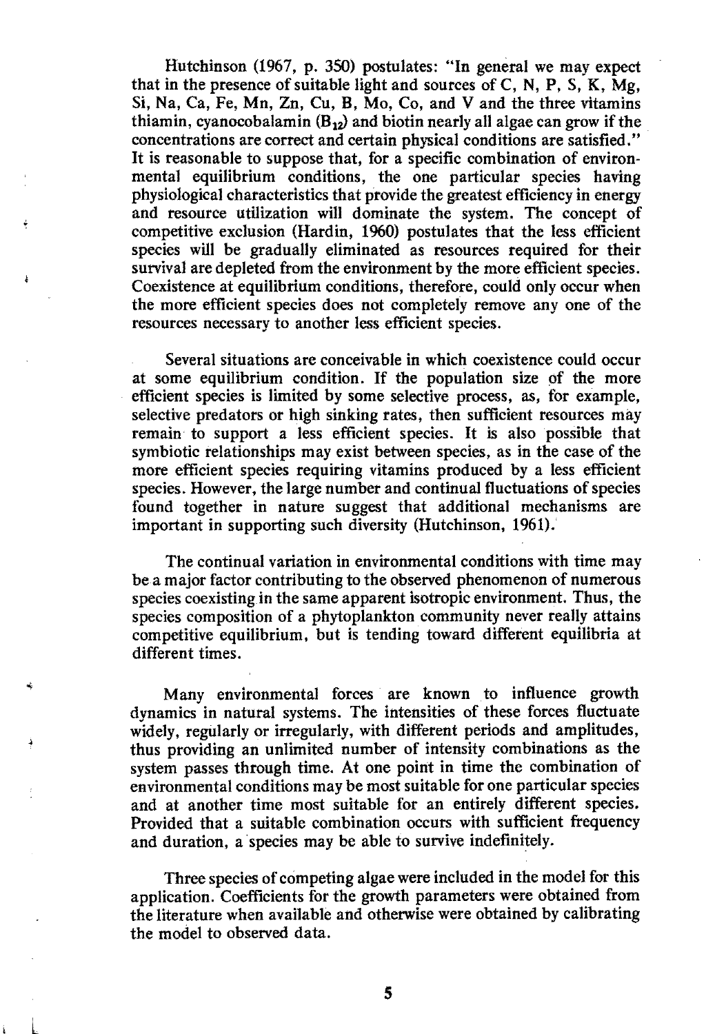Hutchinson (1967, p. 350) postulates: "In general we may expect that in the presence of suitable light and sources of C, N, P, S, K, Mg, Si, Na, Ca, Fe, Mn, Zn, Cu, B, Mo, Co, and V and the three vitamins thiamin, cyanocobalamin ($B_{12}$) and biotin nearly all algae can grow if the concentrations are correct and certain physical conditions are satisfied." It is reasonable to suppose that, for a specific combination of environmental equilibrium conditions, the one particular species having physiological characteristics that provide the greatest efficiency in energy and resource utilization will dominate the system. The concept of competitive exclusion (Hardin, 1960) postulates that the less efficient species will be gradually eliminated as resources required for their survival are depleted from the environment by the more efficient species. Coexistence at equilibrium conditions, therefore, could only occur when the more efficient species does not completely remove any one of the resources necessary to another less efficient species.

Several situations are conceivable in which coexistence could occur at some equilibrium condition. If the population size of the more efficient species is limited by some selective process, as, for example, selective predators or high sinking rates, then sufficient resources may remain to support a less efficient species. It is also possible that symbiotic relationships may exist between species, as in the case of the more efficient species requiring vitamins produced by a less efficient species. However, the large number and continual fluctuations of species found together in nature suggest that additional mechanisms are important in supporting such diversity (Hutchinson, 1961).

The continual variation in environmental conditions with time may be a major factor contributing to the observed phenomenon of numerous species coexisting in the same apparent isotropic environment. Thus, the species composition of a phytoplankton community never really attains competitive equilibrium, but is tending toward different equilibria at different times.

Many environmental forces are known to influence growth dynamics in natural systems. The intensities of these forces fluctuate widely, regularly or irregularly, with different periods and amplitudes, thus providing an unlimited number of intensity combinations as the system passes through time. At one point in time the combination of environmental conditions may be most suitable for one particular species and at another time most suitable for an entirely different species. Provided that a suitable combination occurs with sufficient frequency and duration, a species may be able to survive indefinitely.

Three species of competing algae were included in the model for this application. Coefficients for the growth parameters were obtained from the literature when available and otherwise were obtained by calibrating the model to observed data.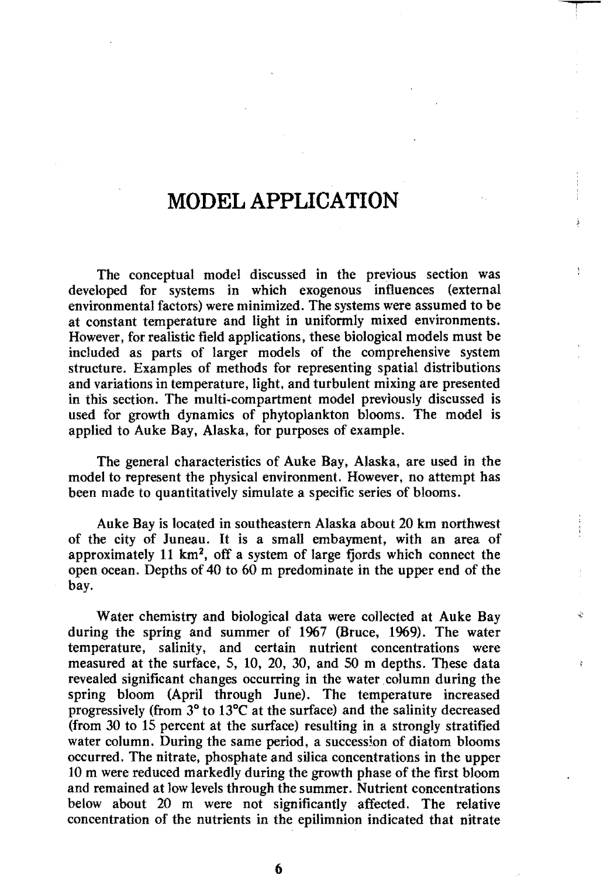# MODEL APPLICATION

The conceptual model discussed in the previous section was developed for systems in which exogenous influences (external environmental factors) were minimized. The systems were assumed to be at constant temperature and light in uniformly mixed environments. However, for realistic field applications, these biological models must be included as parts of larger models of the comprehensive system structure. Examples of methods for representing spatial distributions and variations in temperature, light, and turbulent mixing are presented in this section. The multi-compartment model previously discussed is used for growth dynamics of phytoplankton blooms. The model is applied to Auke Bay, Alaska, for purposes of example.

The general characteristics of Auke Bay, Alaska, are used in the model to represent the physical environment. However, no attempt has been made to quantitatively simulate a specific series of blooms.

Auke Bay is located in southeastern Alaska about 20 km northwest of the city of Juneau. It is a small embayment, with an area of approximately 11 km$^2$, off a system of large fjords which connect the open ocean. Depths of 40 to 60 m predominate in the upper end of the bay.

Water chemistry and biological data were collected at Auke Bay during the spring and summer of 1967 (Bruce, 1969). The water temperature, salinity, and certain nutrient concentrations were measured at the surface, 5, 10, 20, 30, and 50 m depths. These data revealed significant changes occurring in the water column during the spring bloom (April through June). The temperature increased progressively (from 3° to 13°C at the surface) and the salinity decreased (from 30 to 15 percent at the surface) resulting in a strongly stratified water column. During the same period, a succession of diatom blooms occurred. The nitrate, phosphate and silica concentrations in the upper 10 m were reduced markedly during the growth phase of the first bloom and remained at low levels through the summer. Nutrient concentrations below about 20 m were not significantly affected. The relative concentration of the nutrients in the epilimnion indicated that nitrate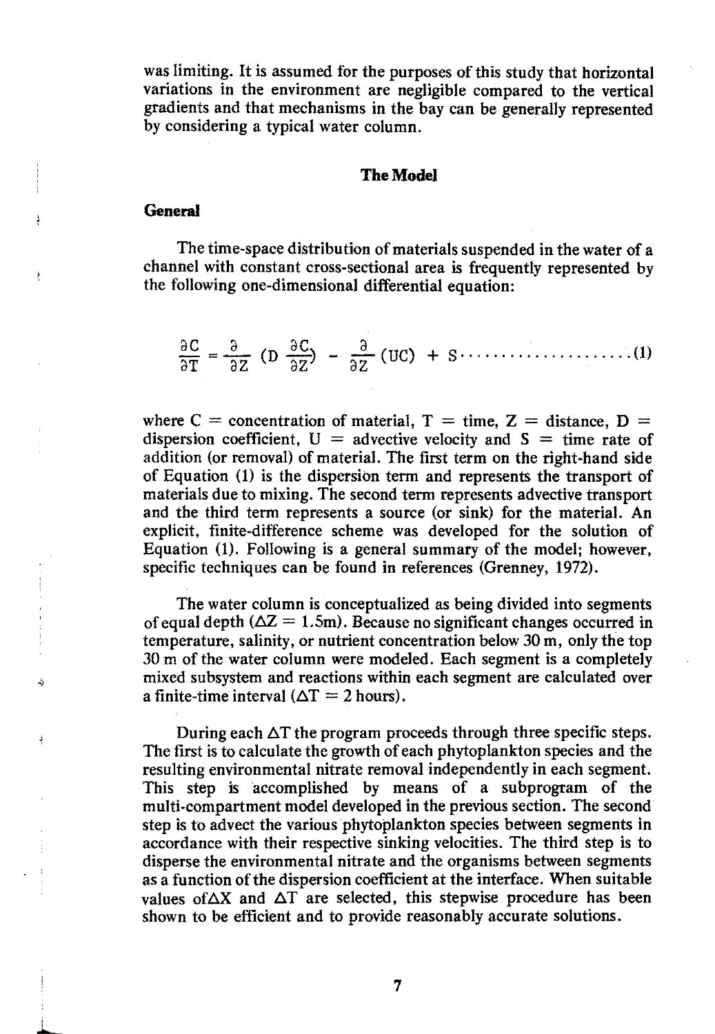was limiting. It is assumed for the purposes of this study that horizontal variations in the environment are negligible compared to the vertical gradients and that mechanisms in the bay can be generally represented by considering a typical water column.

## The Model

### General

The time-space distribution of materials suspended in the water of a channel with constant cross-sectional area is frequently represented by the following one-dimensional differential equation:

$$\frac{\partial C}{\partial T} = \frac{\partial}{\partial Z}\left(D \frac{\partial C}{\partial Z}\right) - \frac{\partial}{\partial Z}(UC) + S \quad \text{.......................(1)}$$

where $C$ = concentration of material, $T$ = time, $Z$ = distance, $D$ = dispersion coefficient, $U$ = advective velocity and $S$ = time rate of addition (or removal) of material. The first term on the right-hand side of Equation (1) is the dispersion term and represents the transport of materials due to mixing. The second term represents advective transport and the third term represents a source (or sink) for the material. An explicit, finite-difference scheme was developed for the solution of Equation (1). Following is a general summary of the model; however, specific techniques can be found in references (Grenney, 1972).

The water column is conceptualized as being divided into segments of equal depth ($\Delta Z = 1.5$m). Because no significant changes occurred in temperature, salinity, or nutrient concentration below 30 m, only the top 30 m of the water column were modeled. Each segment is a completely mixed subsystem and reactions within each segment are calculated over a finite-time interval ($\Delta T = 2$ hours).

During each $\Delta T$ the program proceeds through three specific steps. The first is to calculate the growth of each phytoplankton species and the resulting environmental nitrate removal independently in each segment. This step is accomplished by means of a subprogram of the multi-compartment model developed in the previous section. The second step is to advect the various phytoplankton species between segments in accordance with their respective sinking velocities. The third step is to disperse the environmental nitrate and the organisms between segments as a function of the dispersion coefficient at the interface. When suitable values of$\Delta X$ and $\Delta T$ are selected, this stepwise procedure has been shown to be efficient and to provide reasonably accurate solutions.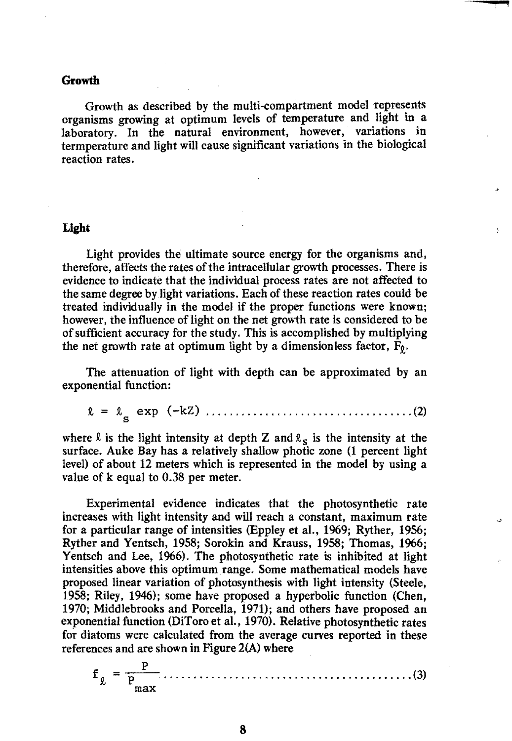## Growth

Growth as described by the multi-compartment model represents organisms growing at optimum levels of temperature and light in a laboratory. In the natural environment, however, variations in termperature and light will cause significant variations in the biological reaction rates.

## Light

Light provides the ultimate source energy for the organisms and, therefore, affects the rates of the intracellular growth processes. There is evidence to indicate that the individual process rates are not affected to the same degree by light variations. Each of these reaction rates could be treated individually in the model if the proper functions were known; however, the influence of light on the net growth rate is considered to be of sufficient accuracy for the study. This is accomplished by multiplying the net growth rate at optimum light by a dimensionless factor, $F_\ell$.

The attenuation of light with depth can be approximated by an exponential function:

$$\ell = \ell_s \exp(-kZ) \quad \text{.................................(2)}$$

where $\ell$ is the light intensity at depth Z and $\ell_s$ is the intensity at the surface. Auke Bay has a relatively shallow photic zone (1 percent light level) of about 12 meters which is represented in the model by using a value of k equal to 0.38 per meter.

Experimental evidence indicates that the photosynthetic rate increases with light intensity and will reach a constant, maximum rate for a particular range of intensities (Eppley et al., 1969; Ryther, 1956; Ryther and Yentsch, 1958; Sorokin and Krauss, 1958; Thomas, 1966; Yentsch and Lee, 1966). The photosynthetic rate is inhibited at light intensities above this optimum range. Some mathematical models have proposed linear variation of photosynthesis with light intensity (Steele, 1958; Riley, 1946); some have proposed a hyperbolic function (Chen, 1970; Middlebrooks and Porcella, 1971); and others have proposed an exponential function (DiToro et al., 1970). Relative photosynthetic rates for diatoms were calculated from the average curves reported in these references and are shown in Figure 2(A) where

$$f_\ell = \frac{P}{P_{max}} \quad \text{.........................................(3)}$$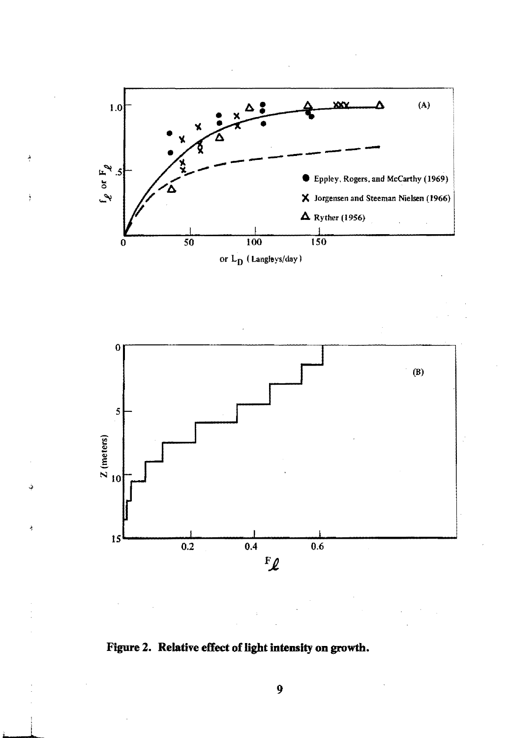**Figure 2. Relative effect of light intensity on growth.**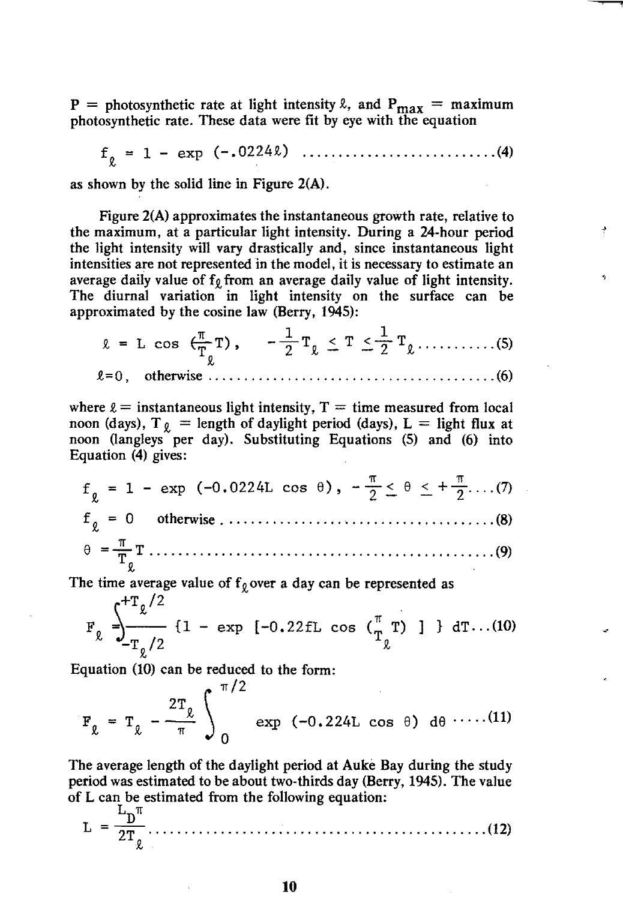P = photosynthetic rate at light intensity $\ell$, and $P_{max}$ = maximum photosynthetic rate. These data were fit by eye with the equation

$$f_{\ell} = 1 - \exp(-.0224\ell) \quad \text{.......................(4)}$$

as shown by the solid line in Figure 2(A).

Figure 2(A) approximates the instantaneous growth rate, relative to the maximum, at a particular light intensity. During a 24-hour period the light intensity will vary drastically and, since instantaneous light intensities are not represented in the model, it is necessary to estimate an average daily value of $f_{\ell}$ from an average daily value of light intensity. The diurnal variation in light intensity on the surface can be approximated by the cosine law (Berry, 1945):

$$\ell = L \cos\left(\frac{\pi}{T_{\ell}} T\right), \quad -\frac{1}{2} T_{\ell} \leq T \leq \frac{1}{2} T_{\ell} \quad \text{..........(5)}$$

$$\ell = 0, \quad \text{otherwise} \quad \text{..........(6)}$$

where $\ell$ = instantaneous light intensity, T = time measured from local noon (days), $T_{\ell}$ = length of daylight period (days), L = light flux at noon (langleys per day). Substituting Equations (5) and (6) into Equation (4) gives:

$$f_{\ell} = 1 - \exp(-0.0224L \cos\theta), \quad -\frac{\pi}{2} \leq \theta \leq +\frac{\pi}{2} \quad \text{....(7)}$$

$$f_{\ell} = 0 \quad \text{otherwise} \quad \text{..........(8)}$$

$$\theta = \frac{\pi}{T_{\ell}} T \quad \text{..........(9)}$$

The time average value of $f_{\ell}$ over a day can be represented as

$$F_{\ell} = \int_{-T_{\ell}/2}^{+T_{\ell}/2} \left\{1 - \exp\left[-0.22fL \cos\left(\frac{\pi}{T_{\ell}} T\right)\right]\right\} dT \quad \text{...(10)}$$

Equation (10) can be reduced to the form:

$$F_{\ell} = T_{\ell} - \frac{2T_{\ell}}{\pi} \int_{0}^{\pi/2} \exp(-0.224L \cos\theta)\, d\theta \quad \text{.....(11)}$$

The average length of the daylight period at Auke Bay during the study period was estimated to be about two-thirds day (Berry, 1945). The value of L can be estimated from the following equation:

$$L = \frac{L_D \pi}{2T_{\ell}} \quad \text{..........(12)}$$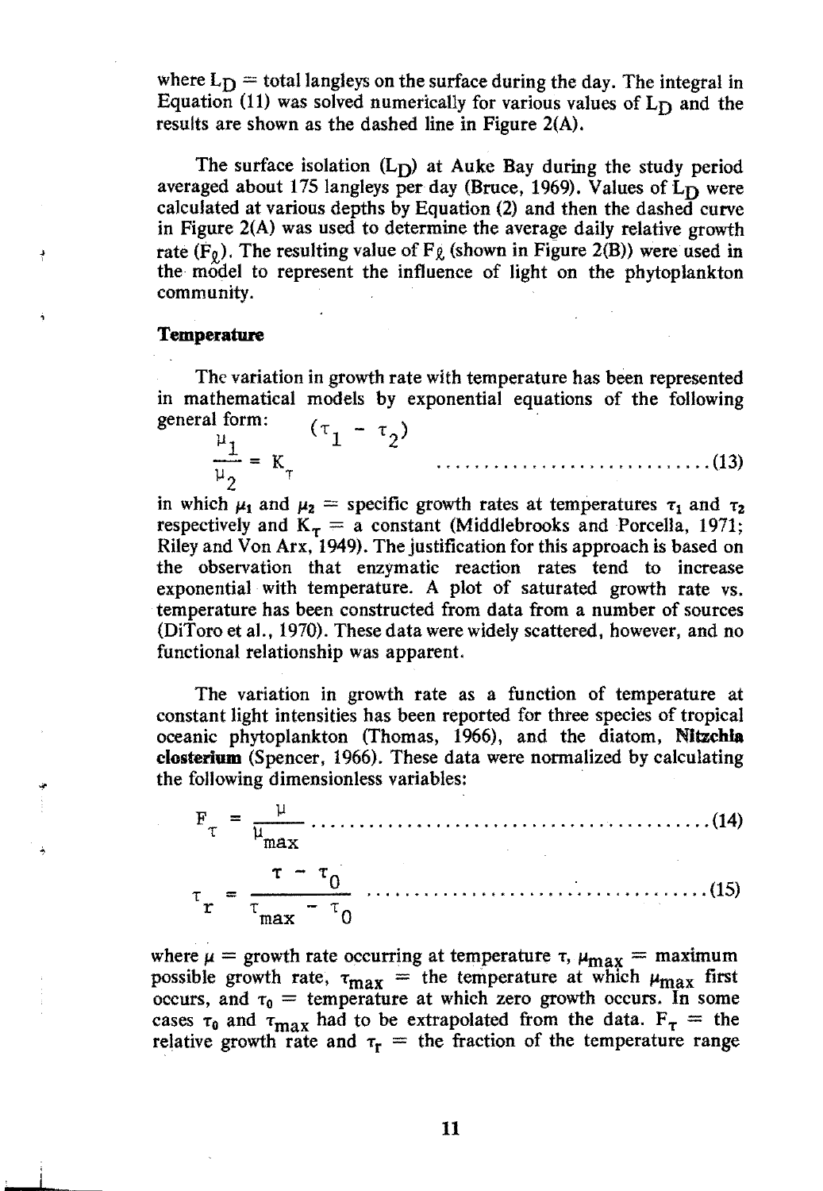where $L_D$ = total langleys on the surface during the day. The integral in Equation (11) was solved numerically for various values of $L_D$ and the results are shown as the dashed line in Figure 2(A).

The surface isolation ($L_D$) at Auke Bay during the study period averaged about 175 langleys per day (Bruce, 1969). Values of $L_D$ were calculated at various depths by Equation (2) and then the dashed curve in Figure 2(A) was used to determine the average daily relative growth rate ($F_\ell$). The resulting value of $F_\ell$ (shown in Figure 2(B)) were used in the model to represent the influence of light on the phytoplankton community.

### Temperature

The variation in growth rate with temperature has been represented in mathematical models by exponential equations of the following general form:

$$\frac{\mu_1}{\mu_2} = K_\tau^{(\tau_1 - \tau_2)} \qquad (13)$$

in which $\mu_1$ and $\mu_2$ = specific growth rates at temperatures $\tau_1$ and $\tau_2$ respectively and $K_\tau$ = a constant (Middlebrooks and Porcella, 1971; Riley and Von Arx, 1949). The justification for this approach is based on the observation that enzymatic reaction rates tend to increase exponential with temperature. A plot of saturated growth rate vs. temperature has been constructed from data from a number of sources (DiToro et al., 1970). These data were widely scattered, however, and no functional relationship was apparent.

The variation in growth rate as a function of temperature at constant light intensities has been reported for three species of tropical oceanic phytoplankton (Thomas, 1966), and the diatom, **Nitzchia closterium** (Spencer, 1966). These data were normalized by calculating the following dimensionless variables:

$$F_\tau = \frac{\mu}{\mu_{max}} \qquad (14)$$

$$\tau_r = \frac{\tau - \tau_0}{\tau_{max} - \tau_0} \qquad (15)$$

where $\mu$ = growth rate occurring at temperature $\tau$, $\mu_{max}$ = maximum possible growth rate, $\tau_{max}$ = the temperature at which $\mu_{max}$ first occurs, and $\tau_0$ = temperature at which zero growth occurs. In some cases $\tau_0$ and $\tau_{max}$ had to be extrapolated from the data. $F_\tau$ = the relative growth rate and $\tau_r$ = the fraction of the temperature range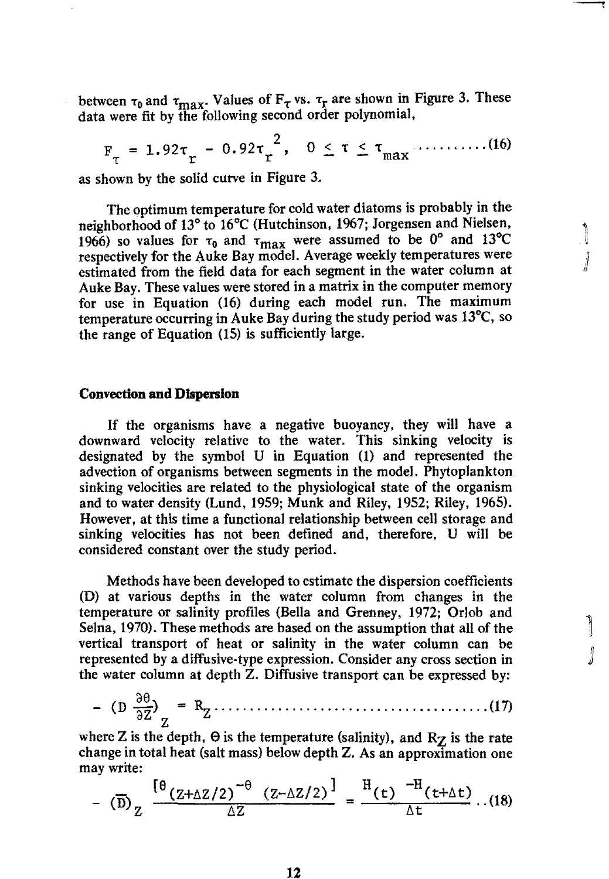between $\tau_0$ and $\tau_{max}$. Values of $F_\tau$ vs. $\tau_r$ are shown in Figure 3. These data were fit by the following second order polynomial,

$$F_\tau = 1.92\tau_r - 0.92\tau_r^2, \quad 0 \leq \tau \leq \tau_{max} \quad \ldots\ldots\ldots\ldots (16)$$

as shown by the solid curve in Figure 3.

The optimum temperature for cold water diatoms is probably in the neighborhood of 13° to 16°C (Hutchinson, 1967; Jorgensen and Nielsen, 1966) so values for $\tau_0$ and $\tau_{max}$ were assumed to be 0° and 13°C respectively for the Auke Bay model. Average weekly temperatures were estimated from the field data for each segment in the water column at Auke Bay. These values were stored in a matrix in the computer memory for use in Equation (16) during each model run. The maximum temperature occurring in Auke Bay during the study period was 13°C, so the range of Equation (15) is sufficiently large.

### Convection and Dispersion

If the organisms have a negative buoyancy, they will have a downward velocity relative to the water. This sinking velocity is designated by the symbol U in Equation (1) and represented the advection of organisms between segments in the model. Phytoplankton sinking velocities are related to the physiological state of the organism and to water density (Lund, 1959; Munk and Riley, 1952; Riley, 1965). However, at this time a functional relationship between cell storage and sinking velocities has not been defined and, therefore, U will be considered constant over the study period.

Methods have been developed to estimate the dispersion coefficients (D) at various depths in the water column from changes in the temperature or salinity profiles (Bella and Grenney, 1972; Orlob and Selna, 1970). These methods are based on the assumption that all of the vertical transport of heat or salinity in the water column can be represented by a diffusive-type expression. Consider any cross section in the water column at depth Z. Diffusive transport can be expressed by:

$$-\left(D\frac{\partial\theta}{\partial Z}\right)_Z = R_Z \quad \ldots\ldots\ldots\ldots\ldots\ldots\ldots\ldots\ldots\ldots\ldots\ldots (17)$$

where Z is the depth, Θ is the temperature (salinity), and $R_Z$ is the rate change in total heat (salt mass) below depth Z. As an approximation one may write:

$$-(\overline{D})_Z \frac{[\theta_{(Z+\Delta Z/2)} - \theta_{(Z-\Delta Z/2)}]}{\Delta Z} = \frac{H_{(t)} - H_{(t+\Delta t)}}{\Delta t} \quad \ldots (18)$$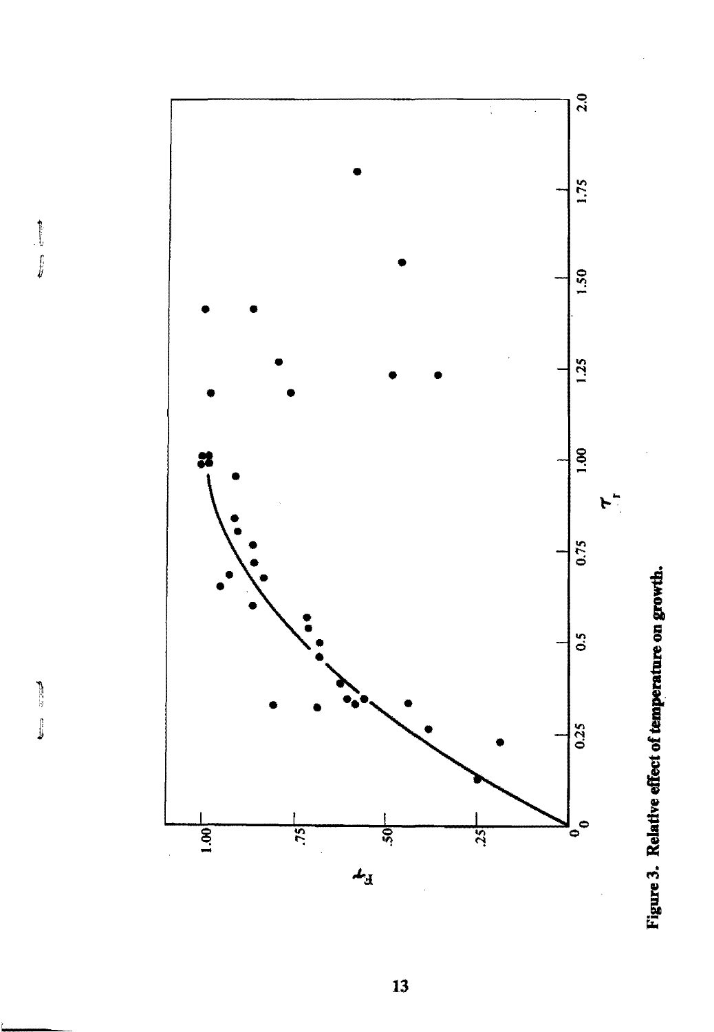Figure 3. Relative effect of temperature on growth.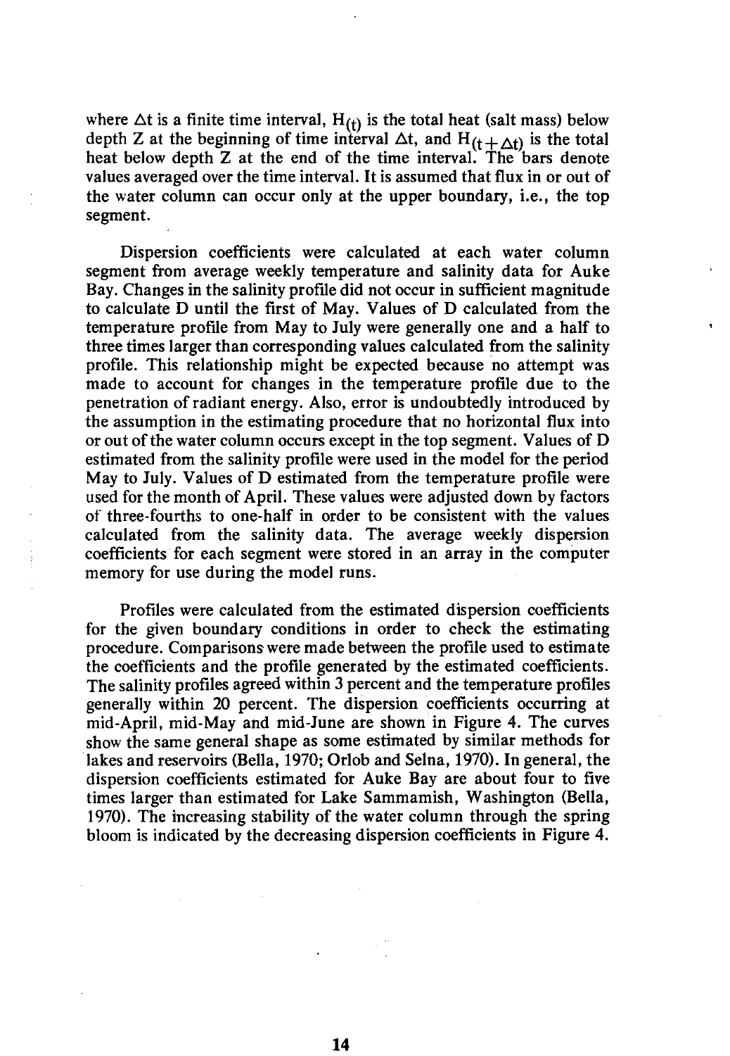where $\Delta t$ is a finite time interval, $H_{(t)}$ is the total heat (salt mass) below depth Z at the beginning of time interval $\Delta t$, and $H_{(t+\Delta t)}$ is the total heat below depth Z at the end of the time interval. The bars denote values averaged over the time interval. It is assumed that flux in or out of the water column can occur only at the upper boundary, i.e., the top segment.

Dispersion coefficients were calculated at each water column segment from average weekly temperature and salinity data for Auke Bay. Changes in the salinity profile did not occur in sufficient magnitude to calculate D until the first of May. Values of D calculated from the temperature profile from May to July were generally one and a half to three times larger than corresponding values calculated from the salinity profile. This relationship might be expected because no attempt was made to account for changes in the temperature profile due to the penetration of radiant energy. Also, error is undoubtedly introduced by the assumption in the estimating procedure that no horizontal flux into or out of the water column occurs except in the top segment. Values of D estimated from the salinity profile were used in the model for the period May to July. Values of D estimated from the temperature profile were used for the month of April. These values were adjusted down by factors of three-fourths to one-half in order to be consistent with the values calculated from the salinity data. The average weekly dispersion coefficients for each segment were stored in an array in the computer memory for use during the model runs.

Profiles were calculated from the estimated dispersion coefficients for the given boundary conditions in order to check the estimating procedure. Comparisons were made between the profile used to estimate the coefficients and the profile generated by the estimated coefficients. The salinity profiles agreed within 3 percent and the temperature profiles generally within 20 percent. The dispersion coefficients occurring at mid-April, mid-May and mid-June are shown in Figure 4. The curves show the same general shape as some estimated by similar methods for lakes and reservoirs (Bella, 1970; Orlob and Selna, 1970). In general, the dispersion coefficients estimated for Auke Bay are about four to five times larger than estimated for Lake Sammamish, Washington (Bella, 1970). The increasing stability of the water column through the spring bloom is indicated by the decreasing dispersion coefficients in Figure 4.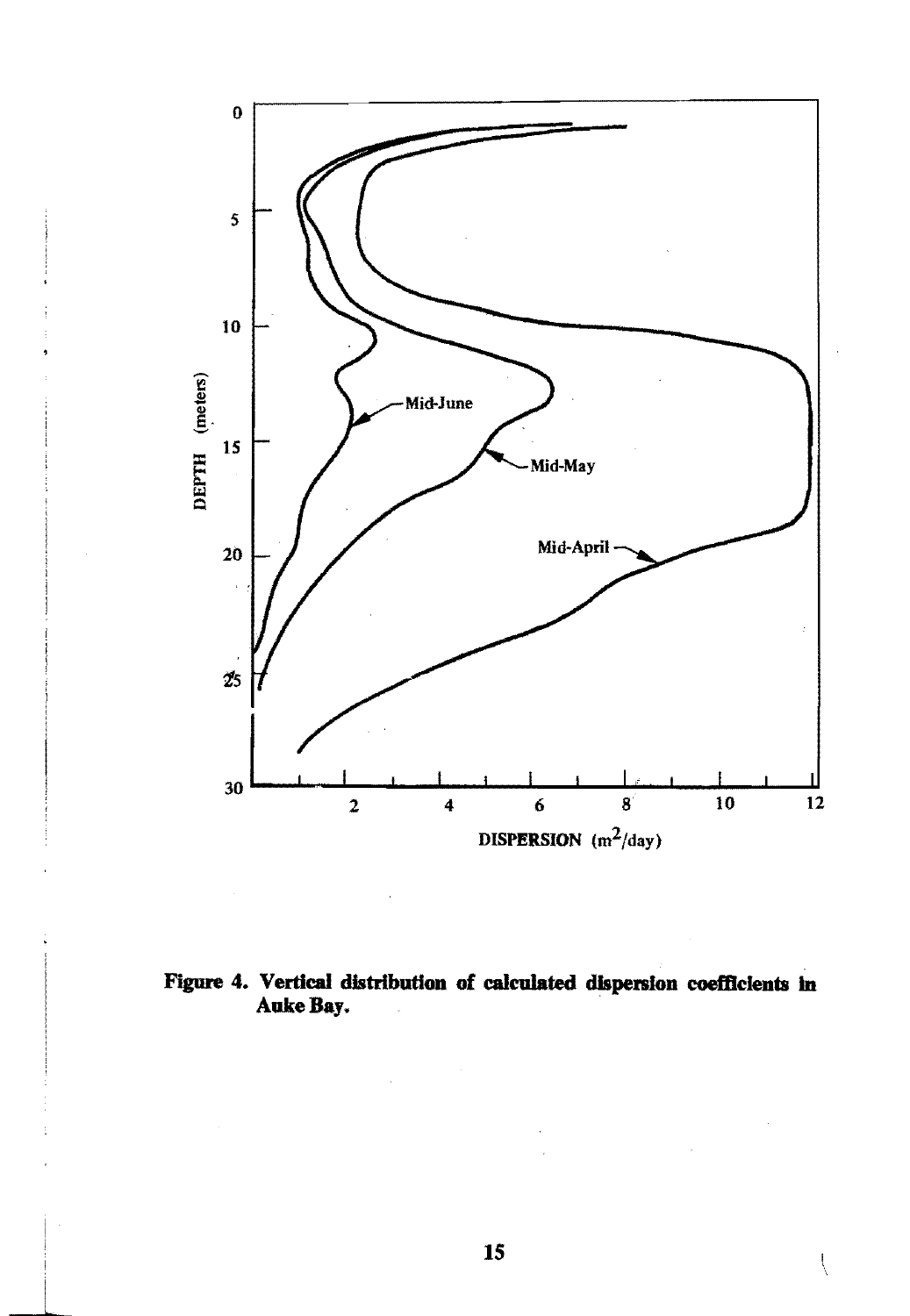**Figure 4. Vertical distribution of calculated dispersion coefficients in Auke Bay.**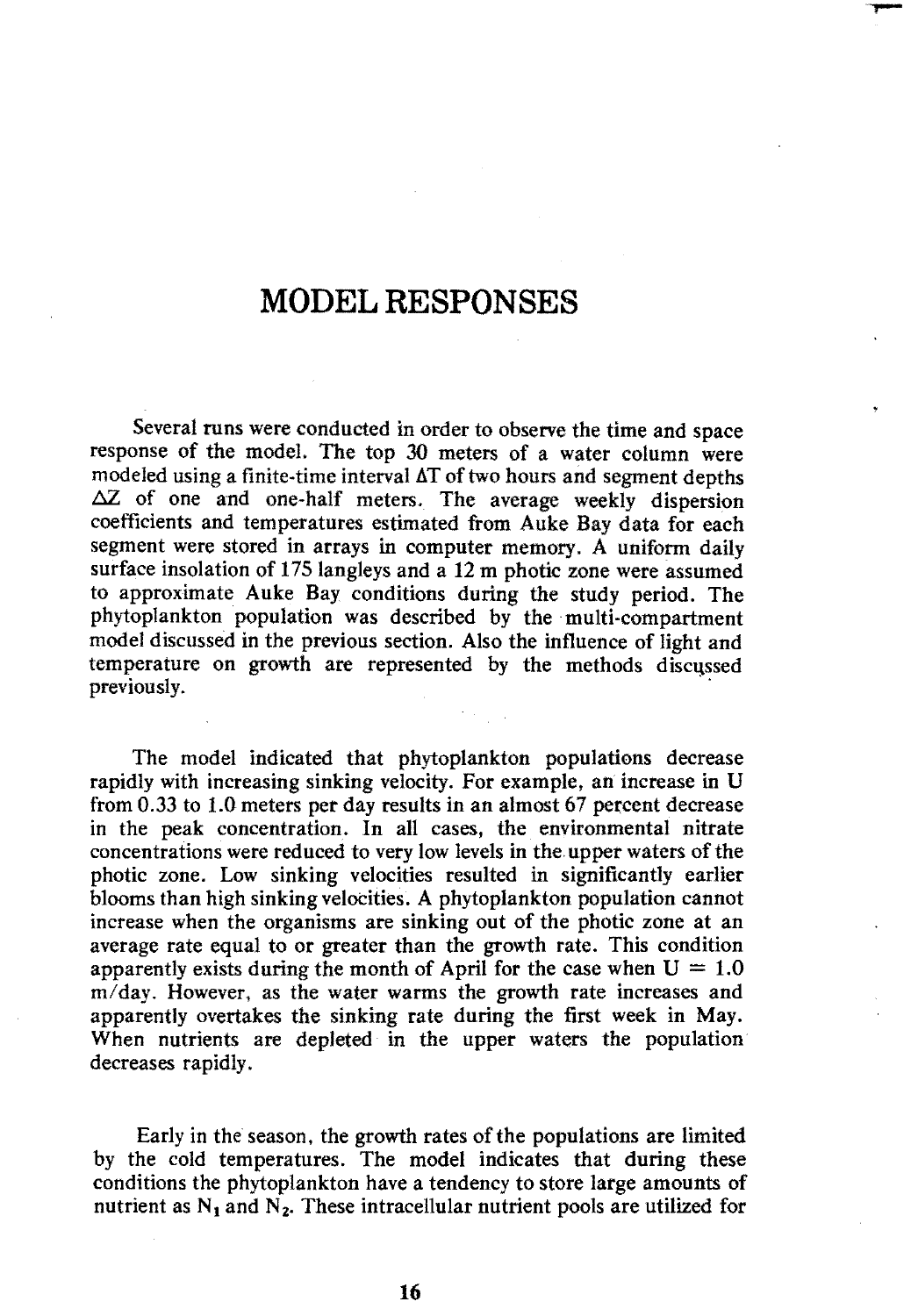# MODEL RESPONSES

Several runs were conducted in order to observe the time and space response of the model. The top 30 meters of a water column were modeled using a finite-time interval $\Delta T$ of two hours and segment depths $\Delta Z$ of one and one-half meters. The average weekly dispersion coefficients and temperatures estimated from Auke Bay data for each segment were stored in arrays in computer memory. A uniform daily surface insolation of 175 langleys and a 12 m photic zone were assumed to approximate Auke Bay conditions during the study period. The phytoplankton population was described by the multi-compartment model discussed in the previous section. Also the influence of light and temperature on growth are represented by the methods discussed previously.

The model indicated that phytoplankton populations decrease rapidly with increasing sinking velocity. For example, an increase in U from 0.33 to 1.0 meters per day results in an almost 67 percent decrease in the peak concentration. In all cases, the environmental nitrate concentrations were reduced to very low levels in the upper waters of the photic zone. Low sinking velocities resulted in significantly earlier blooms than high sinking velocities. A phytoplankton population cannot increase when the organisms are sinking out of the photic zone at an average rate equal to or greater than the growth rate. This condition apparently exists during the month of April for the case when $U = 1.0$ m/day. However, as the water warms the growth rate increases and apparently overtakes the sinking rate during the first week in May. When nutrients are depleted in the upper waters the population decreases rapidly.

Early in the season, the growth rates of the populations are limited by the cold temperatures. The model indicates that during these conditions the phytoplankton have a tendency to store large amounts of nutrient as $N_1$ and $N_2$. These intracellular nutrient pools are utilized for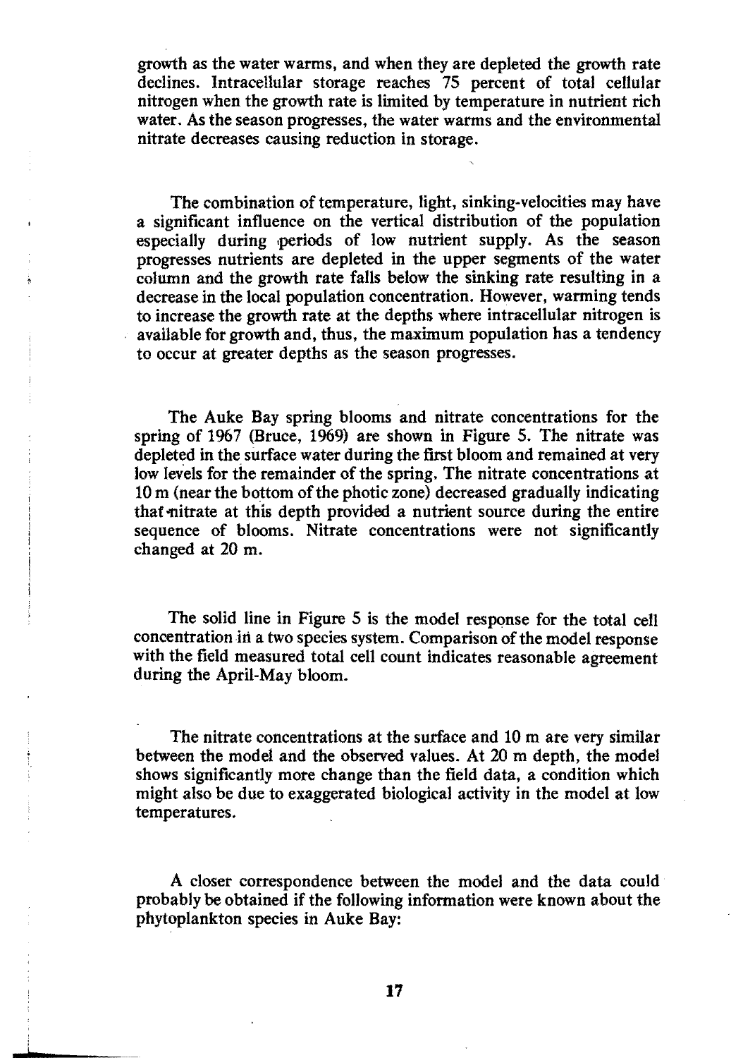growth as the water warms, and when they are depleted the growth rate declines. Intracellular storage reaches 75 percent of total cellular nitrogen when the growth rate is limited by temperature in nutrient rich water. As the season progresses, the water warms and the environmental nitrate decreases causing reduction in storage.

The combination of temperature, light, sinking-velocities may have a significant influence on the vertical distribution of the population especially during periods of low nutrient supply. As the season progresses nutrients are depleted in the upper segments of the water column and the growth rate falls below the sinking rate resulting in a decrease in the local population concentration. However, warming tends to increase the growth rate at the depths where intracellular nitrogen is available for growth and, thus, the maximum population has a tendency to occur at greater depths as the season progresses.

The Auke Bay spring blooms and nitrate concentrations for the spring of 1967 (Bruce, 1969) are shown in Figure 5. The nitrate was depleted in the surface water during the first bloom and remained at very low levels for the remainder of the spring. The nitrate concentrations at 10 m (near the bottom of the photic zone) decreased gradually indicating that nitrate at this depth provided a nutrient source during the entire sequence of blooms. Nitrate concentrations were not significantly changed at 20 m.

The solid line in Figure 5 is the model response for the total cell concentration in a two species system. Comparison of the model response with the field measured total cell count indicates reasonable agreement during the April-May bloom.

The nitrate concentrations at the surface and 10 m are very similar between the model and the observed values. At 20 m depth, the model shows significantly more change than the field data, a condition which might also be due to exaggerated biological activity in the model at low temperatures.

A closer correspondence between the model and the data could probably be obtained if the following information were known about the phytoplankton species in Auke Bay: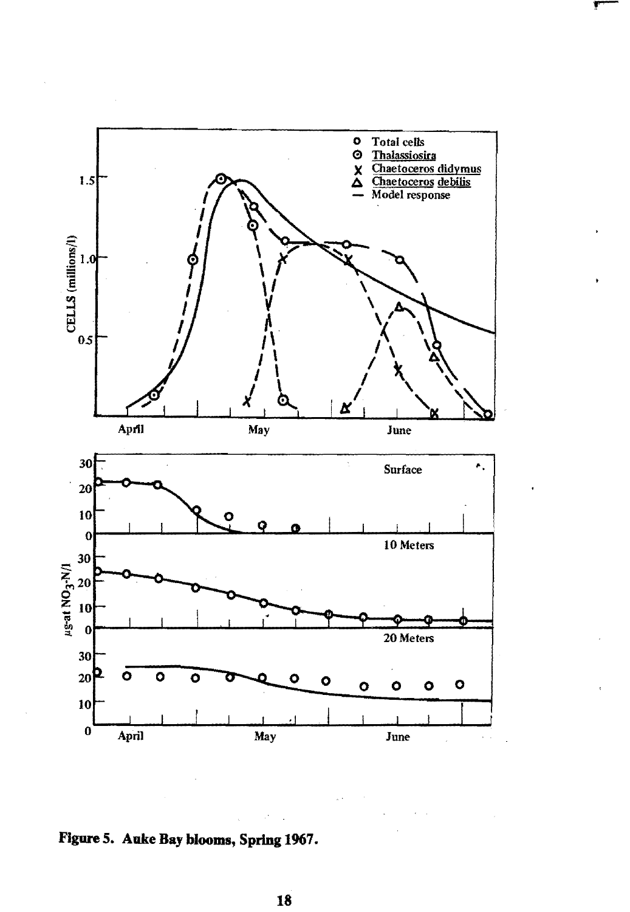**Figure 5. Auke Bay blooms, Spring 1967.**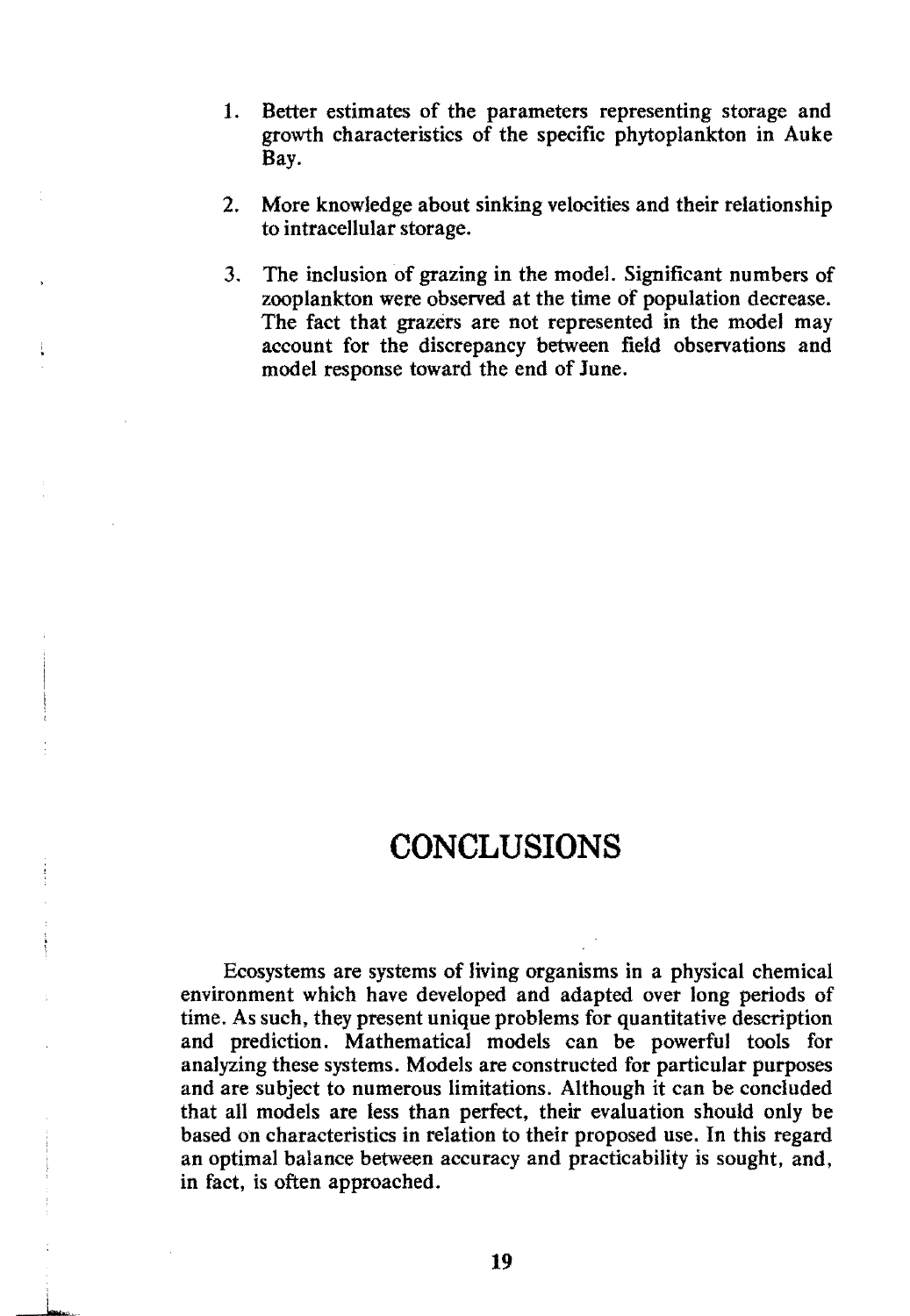1. Better estimates of the parameters representing storage and growth characteristics of the specific phytoplankton in Auke Bay.

2. More knowledge about sinking velocities and their relationship to intracellular storage.

3. The inclusion of grazing in the model. Significant numbers of zooplankton were observed at the time of population decrease. The fact that grazers are not represented in the model may account for the discrepancy between field observations and model response toward the end of June.

# CONCLUSIONS

Ecosystems are systems of living organisms in a physical chemical environment which have developed and adapted over long periods of time. As such, they present unique problems for quantitative description and prediction. Mathematical models can be powerful tools for analyzing these systems. Models are constructed for particular purposes and are subject to numerous limitations. Although it can be concluded that all models are less than perfect, their evaluation should only be based on characteristics in relation to their proposed use. In this regard an optimal balance between accuracy and practicability is sought, and, in fact, is often approached.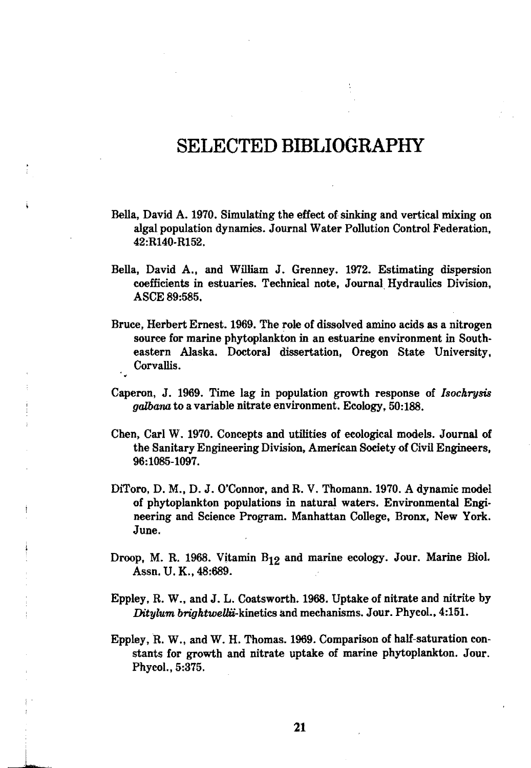# SELECTED BIBLIOGRAPHY

Bella, David A. 1970. Simulating the effect of sinking and vertical mixing on algal population dynamics. Journal Water Pollution Control Federation, 42:R140-R152.

Bella, David A., and William J. Grenney. 1972. Estimating dispersion coefficients in estuaries. Technical note, Journal Hydraulics Division, ASCE 89:585.

Bruce, Herbert Ernest. 1969. The role of dissolved amino acids as a nitrogen source for marine phytoplankton in an estuarine environment in Southeastern Alaska. Doctoral dissertation, Oregon State University, Corvallis.

Caperon, J. 1969. Time lag in population growth response of *Isochrysis galbana* to a variable nitrate environment. Ecology, 50:188.

Chen, Carl W. 1970. Concepts and utilities of ecological models. Journal of the Sanitary Engineering Division, American Society of Civil Engineers, 96:1085-1097.

DiToro, D. M., D. J. O'Connor, and R. V. Thomann. 1970. A dynamic model of phytoplankton populations in natural waters. Environmental Engineering and Science Program. Manhattan College, Bronx, New York. June.

Droop, M. R. 1968. Vitamin $B_{12}$ and marine ecology. Jour. Marine Biol. Assn. U. K., 48:689.

Eppley, R. W., and J. L. Coatsworth. 1968. Uptake of nitrate and nitrite by *Ditylum brightwellii*-kinetics and mechanisms. Jour. Phycol., 4:151.

Eppley, R. W., and W. H. Thomas. 1969. Comparison of half-saturation constants for growth and nitrate uptake of marine phytoplankton. Jour. Phycol., 5:375.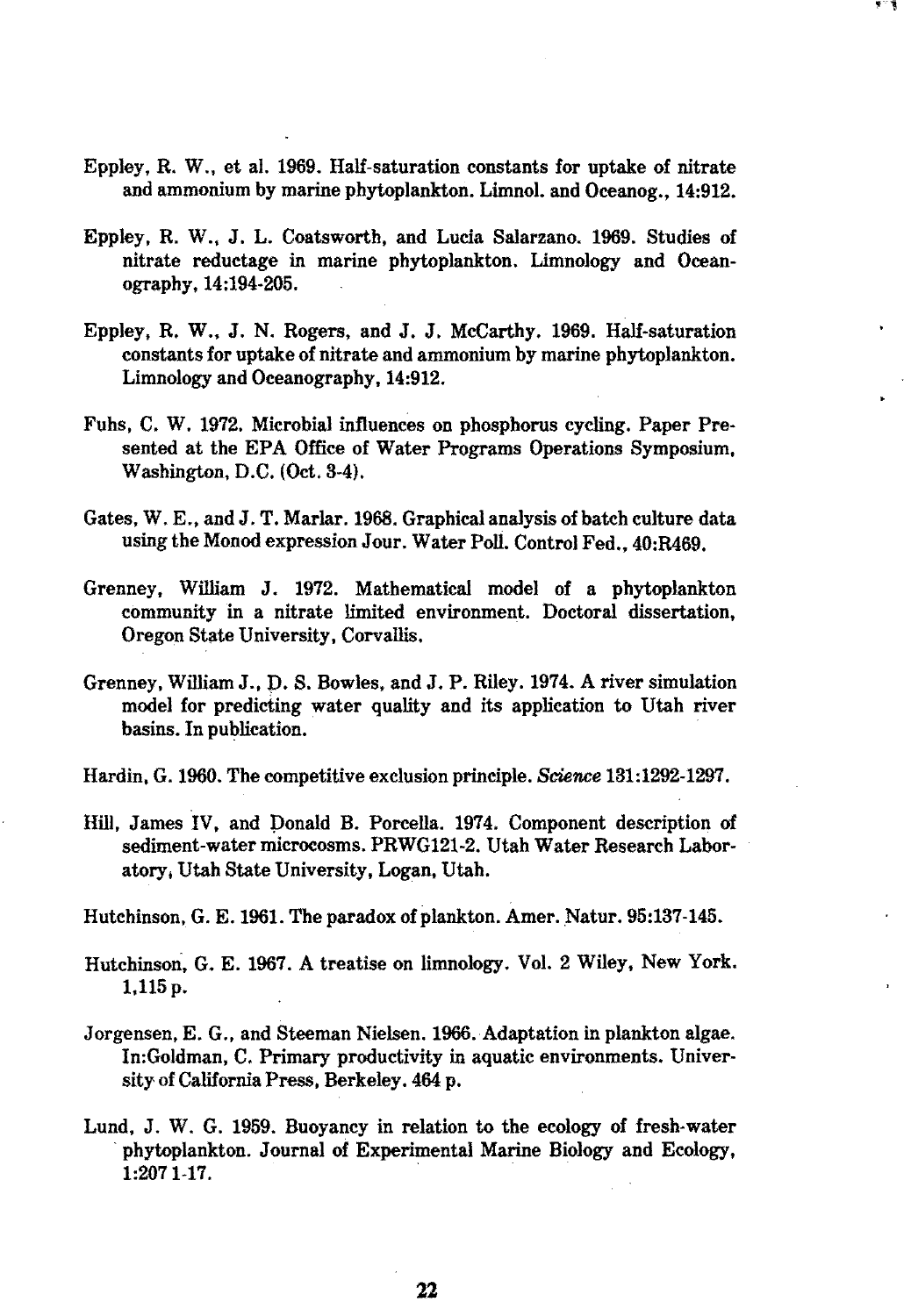Eppley, R. W., et al. 1969. Half-saturation constants for uptake of nitrate and ammonium by marine phytoplankton. Limnol. and Oceanog., 14:912.

Eppley, R. W., J. L. Coatsworth, and Lucia Salarzano. 1969. Studies of nitrate reductage in marine phytoplankton. Limnology and Oceanography, 14:194-205.

Eppley, R. W., J. N. Rogers, and J. J. McCarthy. 1969. Half-saturation constants for uptake of nitrate and ammonium by marine phytoplankton. Limnology and Oceanography, 14:912.

Fuhs, C. W. 1972. Microbial influences on phosphorus cycling. Paper Presented at the EPA Office of Water Programs Operations Symposium, Washington, D.C. (Oct. 3-4).

Gates, W. E., and J. T. Marlar. 1968. Graphical analysis of batch culture data using the Monod expression Jour. Water Poll. Control Fed., 40:R469.

Grenney, William J. 1972. Mathematical model of a phytoplankton community in a nitrate limited environment. Doctoral dissertation, Oregon State University, Corvallis.

Grenney, William J., D. S. Bowles, and J. P. Riley. 1974. A river simulation model for predicting water quality and its application to Utah river basins. In publication.

Hardin, G. 1960. The competitive exclusion principle. *Science* 131:1292-1297.

Hill, James IV, and Donald B. Porcella. 1974. Component description of sediment-water microcosms. PRWG121-2. Utah Water Research Laboratory, Utah State University, Logan, Utah.

Hutchinson, G. E. 1961. The paradox of plankton. Amer. Natur. 95:137-145.

Hutchinson, G. E. 1967. A treatise on limnology. Vol. 2 Wiley, New York. 1,115 p.

Jorgensen, E. G., and Steeman Nielsen. 1966. Adaptation in plankton algae. In:Goldman, C. Primary productivity in aquatic environments. University of California Press, Berkeley. 464 p.

Lund, J. W. G. 1959. Buoyancy in relation to the ecology of fresh-water phytoplankton. Journal of Experimental Marine Biology and Ecology, 1:207 1-17.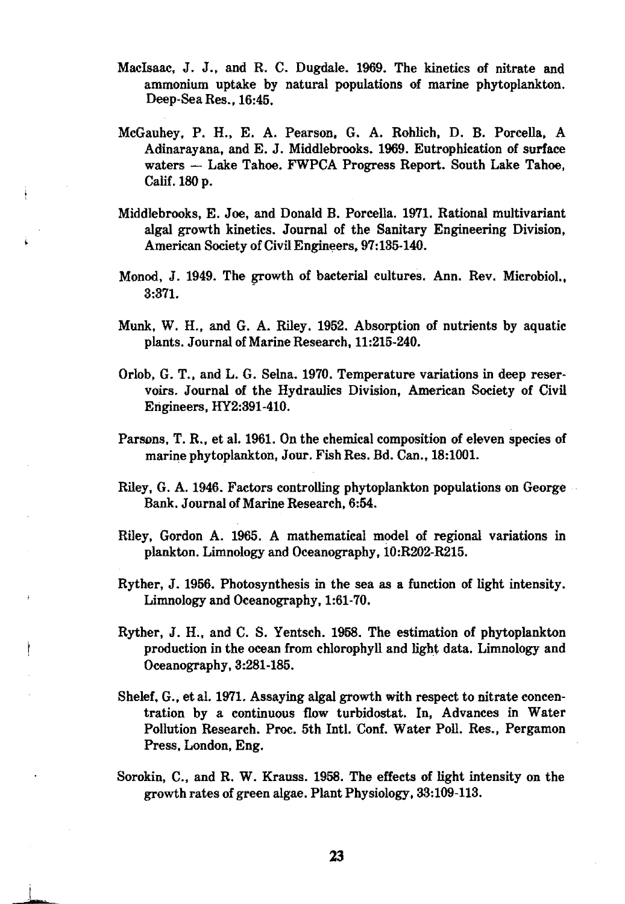MacIsaac, J. J., and R. C. Dugdale. 1969. The kinetics of nitrate and ammonium uptake by natural populations of marine phytoplankton. Deep-Sea Res., 16:45.

McGauhey, P. H., E. A. Pearson, G. A. Rohlich, D. B. Porcella, A Adinarayana, and E. J. Middlebrooks. 1969. Eutrophication of surface waters — Lake Tahoe. FWPCA Progress Report. South Lake Tahoe, Calif. 180 p.

Middlebrooks, E. Joe, and Donald B. Porcella. 1971. Rational multivariant algal growth kinetics. Journal of the Sanitary Engineering Division, American Society of Civil Engineers, 97:135-140.

Monod, J. 1949. The growth of bacterial cultures. Ann. Rev. Microbiol., 3:371.

Munk, W. H., and G. A. Riley. 1952. Absorption of nutrients by aquatic plants. Journal of Marine Research, 11:215-240.

Orlob, G. T., and L. G. Selna. 1970. Temperature variations in deep reservoirs. Journal of the Hydraulics Division, American Society of Civil Engineers, HY2:391-410.

Parsons, T. R., et al. 1961. On the chemical composition of eleven species of marine phytoplankton, Jour. Fish Res. Bd. Can., 18:1001.

Riley, G. A. 1946. Factors controlling phytoplankton populations on George Bank. Journal of Marine Research, 6:54.

Riley, Gordon A. 1965. A mathematical model of regional variations in plankton. Limnology and Oceanography, 10:R202-R215.

Ryther, J. 1956. Photosynthesis in the sea as a function of light intensity. Limnology and Oceanography, 1:61-70.

Ryther, J. H., and C. S. Yentsch. 1958. The estimation of phytoplankton production in the ocean from chlorophyll and light data. Limnology and Oceanography, 3:281-185.

Shelef, G., et al. 1971. Assaying algal growth with respect to nitrate concentration by a continuous flow turbidostat. In, Advances in Water Pollution Research. Proc. 5th Intl. Conf. Water Poll. Res., Pergamon Press, London, Eng.

Sorokin, C., and R. W. Krauss. 1958. The effects of light intensity on the growth rates of green algae. Plant Physiology, 33:109-113.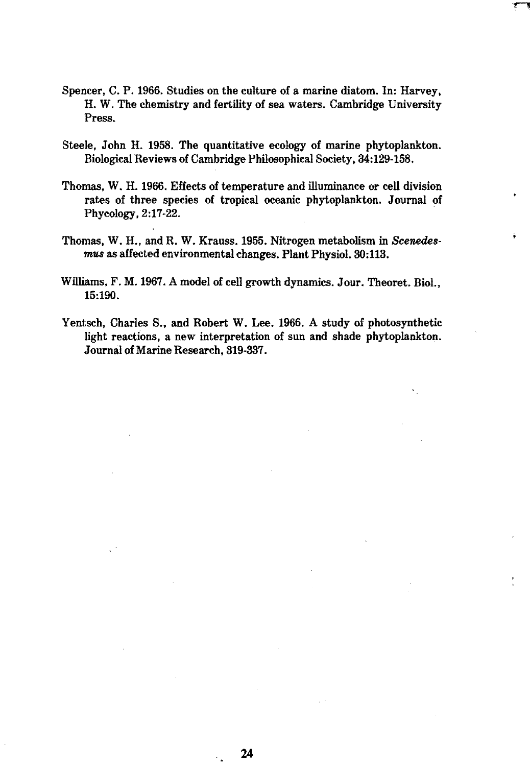Spencer, C. P. 1966. Studies on the culture of a marine diatom. In: Harvey, H. W. The chemistry and fertility of sea waters. Cambridge University Press.

Steele, John H. 1958. The quantitative ecology of marine phytoplankton. Biological Reviews of Cambridge Philosophical Society, 34:129-158.

Thomas, W. H. 1966. Effects of temperature and illuminance or cell division rates of three species of tropical oceanic phytoplankton. Journal of Phycology, 2:17-22.

Thomas, W. H., and R. W. Krauss. 1955. Nitrogen metabolism in *Scenedesmus* as affected environmental changes. Plant Physiol. 30:113.

Williams, F. M. 1967. A model of cell growth dynamics. Jour. Theoret. Biol., 15:190.

Yentsch, Charles S., and Robert W. Lee. 1966. A study of photosynthetic light reactions, a new interpretation of sun and shade phytoplankton. Journal of Marine Research, 319-337.